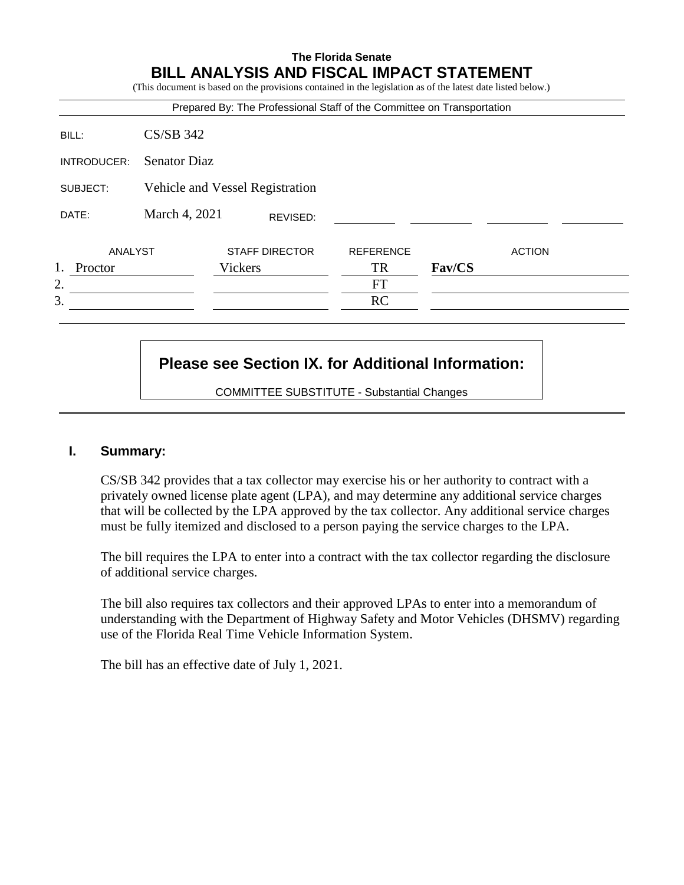**The Florida Senate**

# BILL ANALYSIS AND FISCAL IMPACT STATEMENT

(This document is based on the provisions contained in the legislation as of the latest date listed below.)

Prepared By: The Professional Staff of the Committee on Transportation

| | |
|---|---|
| BILL: | CS/SB 342 |
| INTRODUCER: | Senator Diaz |
| SUBJECT: | Vehicle and Vessel Registration |
| DATE: | March 4, 2021 REVISED: |

| | ANALYST | STAFF DIRECTOR | REFERENCE | ACTION |
|---|---|---|---|---|
| 1. | Proctor | Vickers | TR | **Fav/CS** |
| 2. | | | FT | |
| 3. | | | RC | |

**Please see Section IX. for Additional Information:**

COMMITTEE SUBSTITUTE - Substantial Changes

## I. Summary:

CS/SB 342 provides that a tax collector may exercise his or her authority to contract with a privately owned license plate agent (LPA), and may determine any additional service charges that will be collected by the LPA approved by the tax collector. Any additional service charges must be fully itemized and disclosed to a person paying the service charges to the LPA.

The bill requires the LPA to enter into a contract with the tax collector regarding the disclosure of additional service charges.

The bill also requires tax collectors and their approved LPAs to enter into a memorandum of understanding with the Department of Highway Safety and Motor Vehicles (DHSMV) regarding use of the Florida Real Time Vehicle Information System.

The bill has an effective date of July 1, 2021.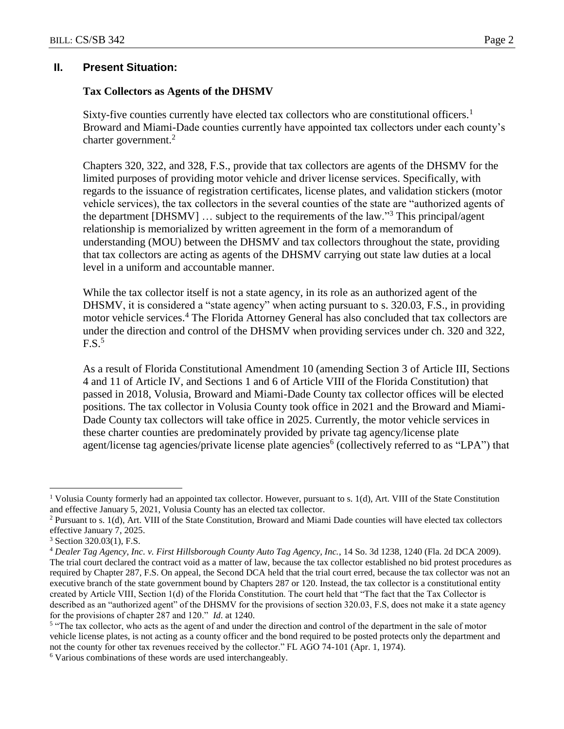## II. Present Situation:

### Tax Collectors as Agents of the DHSMV

Sixty-five counties currently have elected tax collectors who are constitutional officers.[1] Broward and Miami-Dade counties currently have appointed tax collectors under each county's charter government.[2]

Chapters 320, 322, and 328, F.S., provide that tax collectors are agents of the DHSMV for the limited purposes of providing motor vehicle and driver license services. Specifically, with regards to the issuance of registration certificates, license plates, and validation stickers (motor vehicle services), the tax collectors in the several counties of the state are "authorized agents of the department [DHSMV] … subject to the requirements of the law."[3] This principal/agent relationship is memorialized by written agreement in the form of a memorandum of understanding (MOU) between the DHSMV and tax collectors throughout the state, providing that tax collectors are acting as agents of the DHSMV carrying out state law duties at a local level in a uniform and accountable manner.

While the tax collector itself is not a state agency, in its role as an authorized agent of the DHSMV, it is considered a "state agency" when acting pursuant to s. 320.03, F.S., in providing motor vehicle services.[4] The Florida Attorney General has also concluded that tax collectors are under the direction and control of the DHSMV when providing services under ch. 320 and 322, F.S.[5]

As a result of Florida Constitutional Amendment 10 (amending Section 3 of Article III, Sections 4 and 11 of Article IV, and Sections 1 and 6 of Article VIII of the Florida Constitution) that passed in 2018, Volusia, Broward and Miami-Dade County tax collector offices will be elected positions. The tax collector in Volusia County took office in 2021 and the Broward and Miami-Dade County tax collectors will take office in 2025. Currently, the motor vehicle services in these charter counties are predominately provided by private tag agency/license plate agent/license tag agencies/private license plate agencies[6] (collectively referred to as "LPA") that

---

[1] Volusia County formerly had an appointed tax collector. However, pursuant to s. 1(d), Art. VIII of the State Constitution and effective January 5, 2021, Volusia County has an elected tax collector.

[2] Pursuant to s. 1(d), Art. VIII of the State Constitution, Broward and Miami Dade counties will have elected tax collectors effective January 7, 2025.

[3] Section 320.03(1), F.S.

[4] *Dealer Tag Agency, Inc. v. First Hillsborough County Auto Tag Agency, Inc.*, 14 So. 3d 1238, 1240 (Fla. 2d DCA 2009). The trial court declared the contract void as a matter of law, because the tax collector established no bid protest procedures as required by Chapter 287, F.S. On appeal, the Second DCA held that the trial court erred, because the tax collector was not an executive branch of the state government bound by Chapters 287 or 120. Instead, the tax collector is a constitutional entity created by Article VIII, Section 1(d) of the Florida Constitution. The court held that "The fact that the Tax Collector is described as an "authorized agent" of the DHSMV for the provisions of section 320.03, F.S, does not make it a state agency for the provisions of chapter 287 and 120." *Id*. at 1240.

[5] "The tax collector, who acts as the agent of and under the direction and control of the department in the sale of motor vehicle license plates, is not acting as a county officer and the bond required to be posted protects only the department and not the county for other tax revenues received by the collector." FL AGO 74-101 (Apr. 1, 1974).

[6] Various combinations of these words are used interchangeably.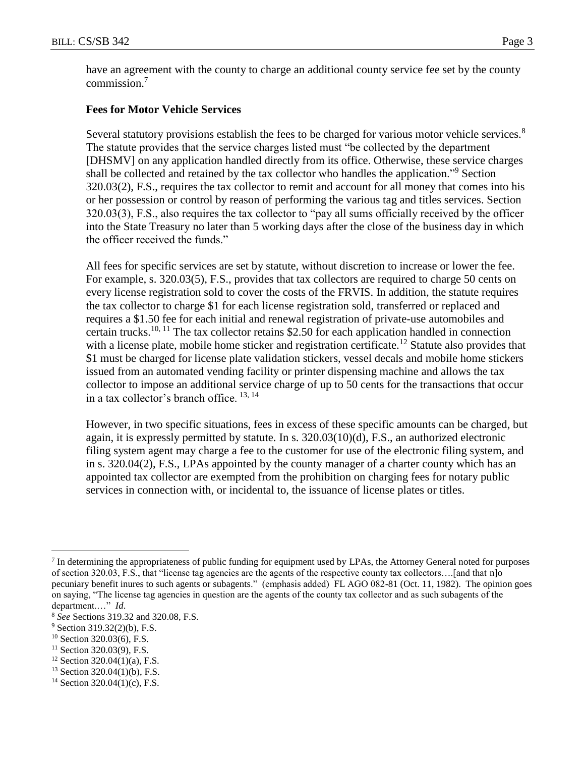have an agreement with the county to charge an additional county service fee set by the county commission.[7]

**Fees for Motor Vehicle Services**

Several statutory provisions establish the fees to be charged for various motor vehicle services.[8] The statute provides that the service charges listed must "be collected by the department [DHSMV] on any application handled directly from its office. Otherwise, these service charges shall be collected and retained by the tax collector who handles the application."[9] Section 320.03(2), F.S., requires the tax collector to remit and account for all money that comes into his or her possession or control by reason of performing the various tag and titles services. Section 320.03(3), F.S., also requires the tax collector to "pay all sums officially received by the officer into the State Treasury no later than 5 working days after the close of the business day in which the officer received the funds."

All fees for specific services are set by statute, without discretion to increase or lower the fee. For example, s. 320.03(5), F.S., provides that tax collectors are required to charge 50 cents on every license registration sold to cover the costs of the FRVIS. In addition, the statute requires the tax collector to charge $1 for each license registration sold, transferred or replaced and requires a $1.50 fee for each initial and renewal registration of private-use automobiles and certain trucks.[10, 11] The tax collector retains $2.50 for each application handled in connection with a license plate, mobile home sticker and registration certificate.[12] Statute also provides that $1 must be charged for license plate validation stickers, vessel decals and mobile home stickers issued from an automated vending facility or printer dispensing machine and allows the tax collector to impose an additional service charge of up to 50 cents for the transactions that occur in a tax collector's branch office.[13, 14]

However, in two specific situations, fees in excess of these specific amounts can be charged, but again, it is expressly permitted by statute. In s. 320.03(10)(d), F.S., an authorized electronic filing system agent may charge a fee to the customer for use of the electronic filing system, and in s. 320.04(2), F.S., LPAs appointed by the county manager of a charter county which has an appointed tax collector are exempted from the prohibition on charging fees for notary public services in connection with, or incidental to, the issuance of license plates or titles.

---

[7] In determining the appropriateness of public funding for equipment used by LPAs, the Attorney General noted for purposes of section 320.03, F.S., that "license tag agencies are the agents of the respective county tax collectors….[and that n]o pecuniary benefit inures to such agents or subagents." (emphasis added) FL AGO 082-81 (Oct. 11, 1982). The opinion goes on saying, "The license tag agencies in question are the agents of the county tax collector and as such subagents of the department.…" *Id*.

[8] *See* Sections 319.32 and 320.08, F.S.

[9] Section 319.32(2)(b), F.S.

[10] Section 320.03(6), F.S.

[11] Section 320.03(9), F.S.

[12] Section 320.04(1)(a), F.S.

[13] Section 320.04(1)(b), F.S.

[14] Section 320.04(1)(c), F.S.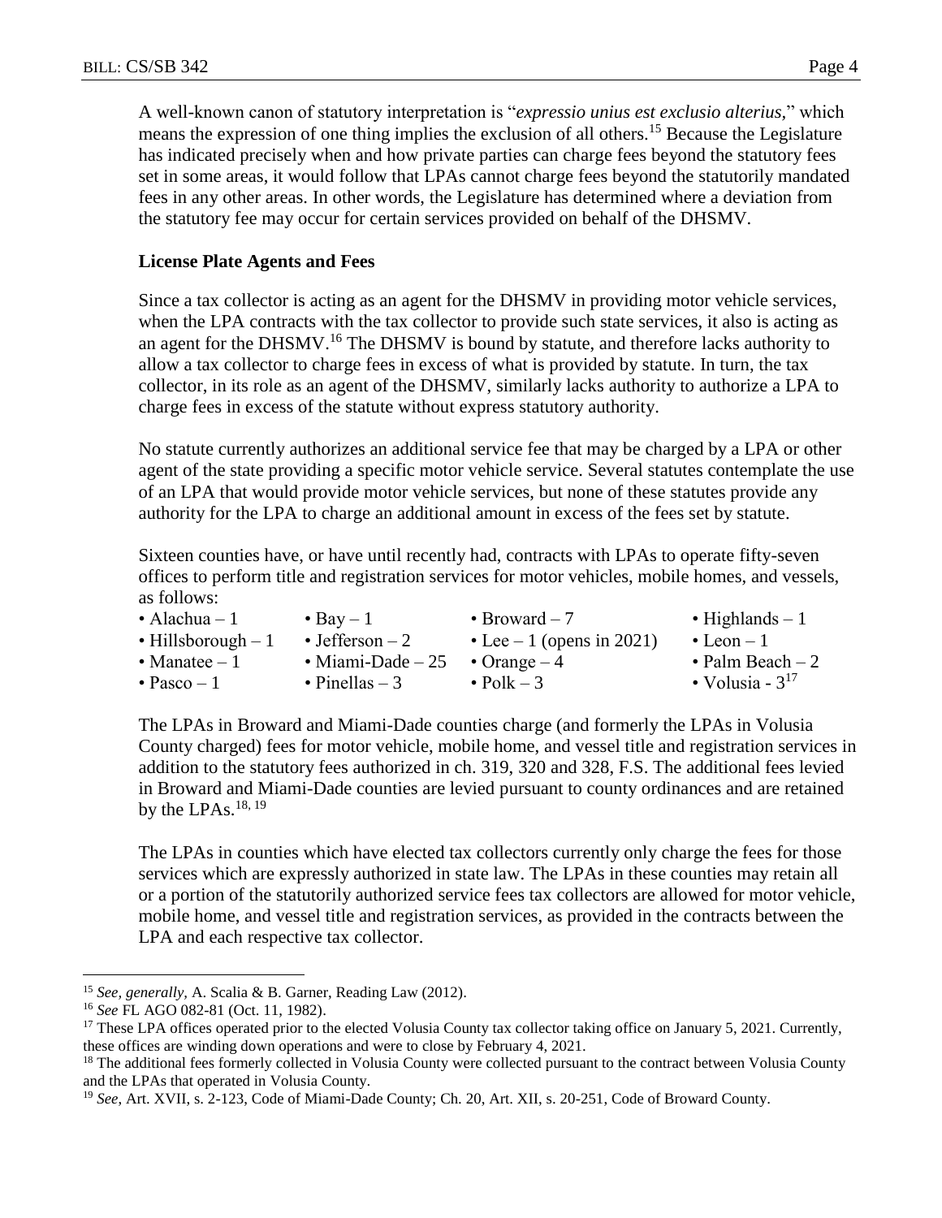A well-known canon of statutory interpretation is "*expressio unius est exclusio alterius*," which means the expression of one thing implies the exclusion of all others.[15] Because the Legislature has indicated precisely when and how private parties can charge fees beyond the statutory fees set in some areas, it would follow that LPAs cannot charge fees beyond the statutorily mandated fees in any other areas. In other words, the Legislature has determined where a deviation from the statutory fee may occur for certain services provided on behalf of the DHSMV.

### License Plate Agents and Fees

Since a tax collector is acting as an agent for the DHSMV in providing motor vehicle services, when the LPA contracts with the tax collector to provide such state services, it also is acting as an agent for the DHSMV.[16] The DHSMV is bound by statute, and therefore lacks authority to allow a tax collector to charge fees in excess of what is provided by statute. In turn, the tax collector, in its role as an agent of the DHSMV, similarly lacks authority to authorize a LPA to charge fees in excess of the statute without express statutory authority.

No statute currently authorizes an additional service fee that may be charged by a LPA or other agent of the state providing a specific motor vehicle service. Several statutes contemplate the use of an LPA that would provide motor vehicle services, but none of these statutes provide any authority for the LPA to charge an additional amount in excess of the fees set by statute.

Sixteen counties have, or have until recently had, contracts with LPAs to operate fifty-seven offices to perform title and registration services for motor vehicles, mobile homes, and vessels, as follows:

- Alachua – 1
- Bay – 1
- Broward – 7
- Highlands – 1
- Hillsborough – 1
- Jefferson – 2
- Lee – 1 (opens in 2021)
- Leon – 1
- Manatee – 1
- Miami-Dade – 25
- Orange – 4
- Palm Beach – 2
- Pasco – 1
- Pinellas – 3
- Polk – 3
- Volusia - 3[17]

The LPAs in Broward and Miami-Dade counties charge (and formerly the LPAs in Volusia County charged) fees for motor vehicle, mobile home, and vessel title and registration services in addition to the statutory fees authorized in ch. 319, 320 and 328, F.S. The additional fees levied in Broward and Miami-Dade counties are levied pursuant to county ordinances and are retained by the LPAs.[18, 19]

The LPAs in counties which have elected tax collectors currently only charge the fees for those services which are expressly authorized in state law. The LPAs in these counties may retain all or a portion of the statutorily authorized service fees tax collectors are allowed for motor vehicle, mobile home, and vessel title and registration services, as provided in the contracts between the LPA and each respective tax collector.

---

[15] *See, generally,* A. Scalia & B. Garner, Reading Law (2012).

[16] *See* FL AGO 082-81 (Oct. 11, 1982).

[17] These LPA offices operated prior to the elected Volusia County tax collector taking office on January 5, 2021. Currently, these offices are winding down operations and were to close by February 4, 2021.

[18] The additional fees formerly collected in Volusia County were collected pursuant to the contract between Volusia County and the LPAs that operated in Volusia County.

[19] *See*, Art. XVII, s. 2-123, Code of Miami-Dade County; Ch. 20, Art. XII, s. 20-251, Code of Broward County.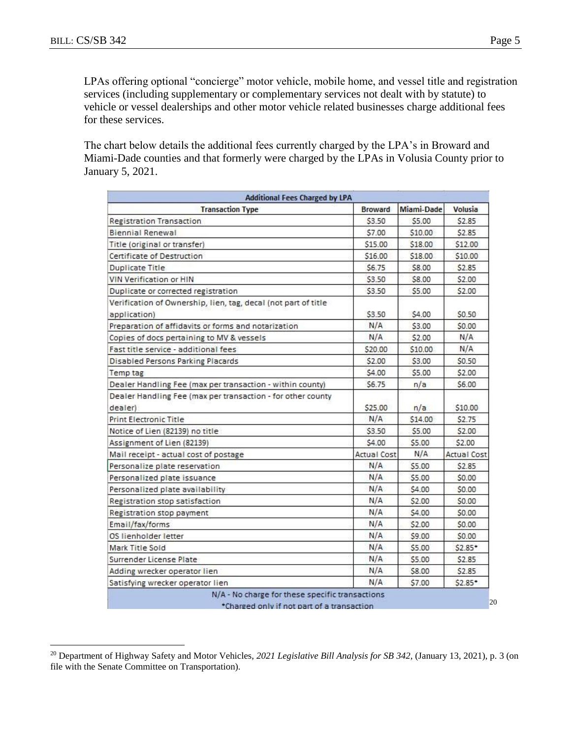LPAs offering optional "concierge" motor vehicle, mobile home, and vessel title and registration services (including supplementary or complementary services not dealt with by statute) to vehicle or vessel dealerships and other motor vehicle related businesses charge additional fees for these services.

The chart below details the additional fees currently charged by the LPA's in Broward and Miami-Dade counties and that formerly were charged by the LPAs in Volusia County prior to January 5, 2021.

| Additional Fees Charged by LPA | | | |
|---|---|---|---|
| **Transaction Type** | **Broward** | **Miami-Dade** | **Volusia** |
| Registration Transaction | $3.50 | $5.00 | $2.85 |
| Biennial Renewal | $7.00 | $10.00 | $2.85 |
| Title (original or transfer) | $15.00 | $18.00 | $12.00 |
| Certificate of Destruction | $16.00 | $18.00 | $10.00 |
| Duplicate Title | $6.75 | $8.00 | $2.85 |
| VIN Verification or HIN | $3.50 | $8.00 | $2.00 |
| Duplicate or corrected registration | $3.50 | $5.00 | $2.00 |
| Verification of Ownership, lien, tag, decal (not part of title application) | $3.50 | $4.00 | $0.50 |
| Preparation of affidavits or forms and notarization | N/A | $3.00 | $0.00 |
| Copies of docs pertaining to MV & vessels | N/A | $2.00 | N/A |
| Fast title service - additional fees | $20.00 | $10.00 | N/A |
| Disabled Persons Parking Placards | $2.00 | $3.00 | $0.50 |
| Temp tag | $4.00 | $5.00 | $2.00 |
| Dealer Handling Fee (max per transaction - within county) | $6.75 | n/a | $6.00 |
| Dealer Handling Fee (max per transaction - for other county dealer) | $25.00 | n/a | $10.00 |
| Print Electronic Title | N/A | $14.00 | $2.75 |
| Notice of Lien (82139) no title | $3.50 | $5.00 | $2.00 |
| Assignment of Lien (82139) | $4.00 | $5.00 | $2.00 |
| Mail receipt - actual cost of postage | Actual Cost | N/A | Actual Cost |
| Personalize plate reservation | N/A | $5.00 | $2.85 |
| Personalized plate issuance | N/A | $5.00 | $0.00 |
| Personalized plate availability | N/A | $4.00 | $0.00 |
| Registration stop satisfaction | N/A | $2.00 | $0.00 |
| Registration stop payment | N/A | $4.00 | $0.00 |
| Email/fax/forms | N/A | $2.00 | $0.00 |
| OS lienholder letter | N/A | $9.00 | $0.00 |
| Mark Title Sold | N/A | $5.00 | $2.85* |
| Surrender License Plate | N/A | $5.00 | $2.85 |
| Adding wrecker operator lien | N/A | $8.00 | $2.85 |
| Satisfying wrecker operator lien | N/A | $7.00 | $2.85* |
| N/A - No charge for these specific transactions<br>*Charged only if not part of a transaction | | | |

[20]

[20] Department of Highway Safety and Motor Vehicles, *2021 Legislative Bill Analysis for SB 342*, (January 13, 2021), p. 3 (on file with the Senate Committee on Transportation).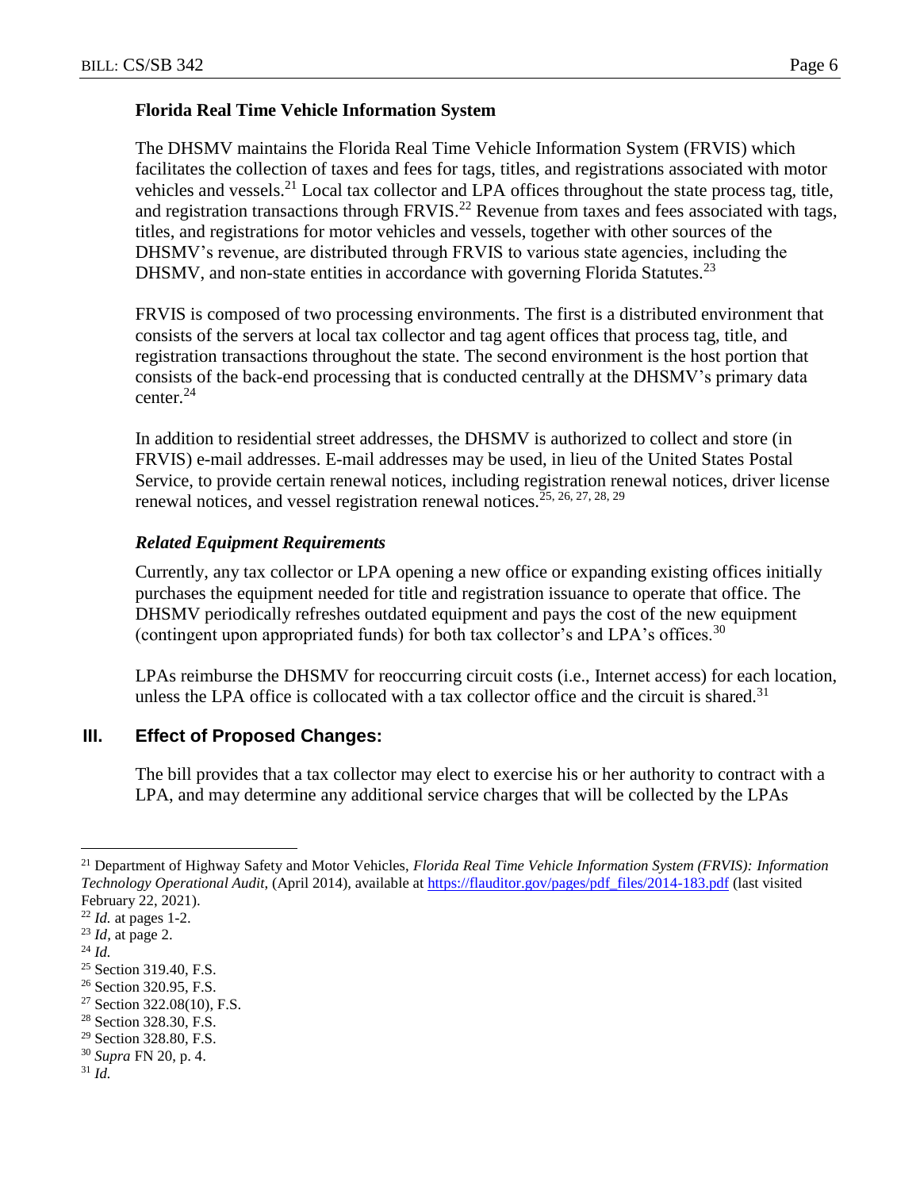#### Florida Real Time Vehicle Information System

The DHSMV maintains the Florida Real Time Vehicle Information System (FRVIS) which facilitates the collection of taxes and fees for tags, titles, and registrations associated with motor vehicles and vessels.[21] Local tax collector and LPA offices throughout the state process tag, title, and registration transactions through FRVIS.[22] Revenue from taxes and fees associated with tags, titles, and registrations for motor vehicles and vessels, together with other sources of the DHSMV's revenue, are distributed through FRVIS to various state agencies, including the DHSMV, and non-state entities in accordance with governing Florida Statutes.[23]

FRVIS is composed of two processing environments. The first is a distributed environment that consists of the servers at local tax collector and tag agent offices that process tag, title, and registration transactions throughout the state. The second environment is the host portion that consists of the back-end processing that is conducted centrally at the DHSMV's primary data center.[24]

In addition to residential street addresses, the DHSMV is authorized to collect and store (in FRVIS) e-mail addresses. E-mail addresses may be used, in lieu of the United States Postal Service, to provide certain renewal notices, including registration renewal notices, driver license renewal notices, and vessel registration renewal notices.[25, 26, 27, 28, 29]

#### *Related Equipment Requirements*

Currently, any tax collector or LPA opening a new office or expanding existing offices initially purchases the equipment needed for title and registration issuance to operate that office. The DHSMV periodically refreshes outdated equipment and pays the cost of the new equipment (contingent upon appropriated funds) for both tax collector's and LPA's offices.[30]

LPAs reimburse the DHSMV for reoccurring circuit costs (i.e., Internet access) for each location, unless the LPA office is collocated with a tax collector office and the circuit is shared.[31]

## III. Effect of Proposed Changes:

The bill provides that a tax collector may elect to exercise his or her authority to contract with a LPA, and may determine any additional service charges that will be collected by the LPAs

---

[21] Department of Highway Safety and Motor Vehicles, *Florida Real Time Vehicle Information System (FRVIS): Information Technology Operational Audit*, (April 2014), available at https://flauditor.gov/pages/pdf_files/2014-183.pdf (last visited February 22, 2021).

[22] *Id.* at pages 1-2.

[23] *Id*, at page 2.

[24] *Id.*

[25] Section 319.40, F.S.

[26] Section 320.95, F.S.

[27] Section 322.08(10), F.S.

[28] Section 328.30, F.S.

[29] Section 328.80, F.S.

[30] *Supra* FN 20, p. 4.

[31] *Id.*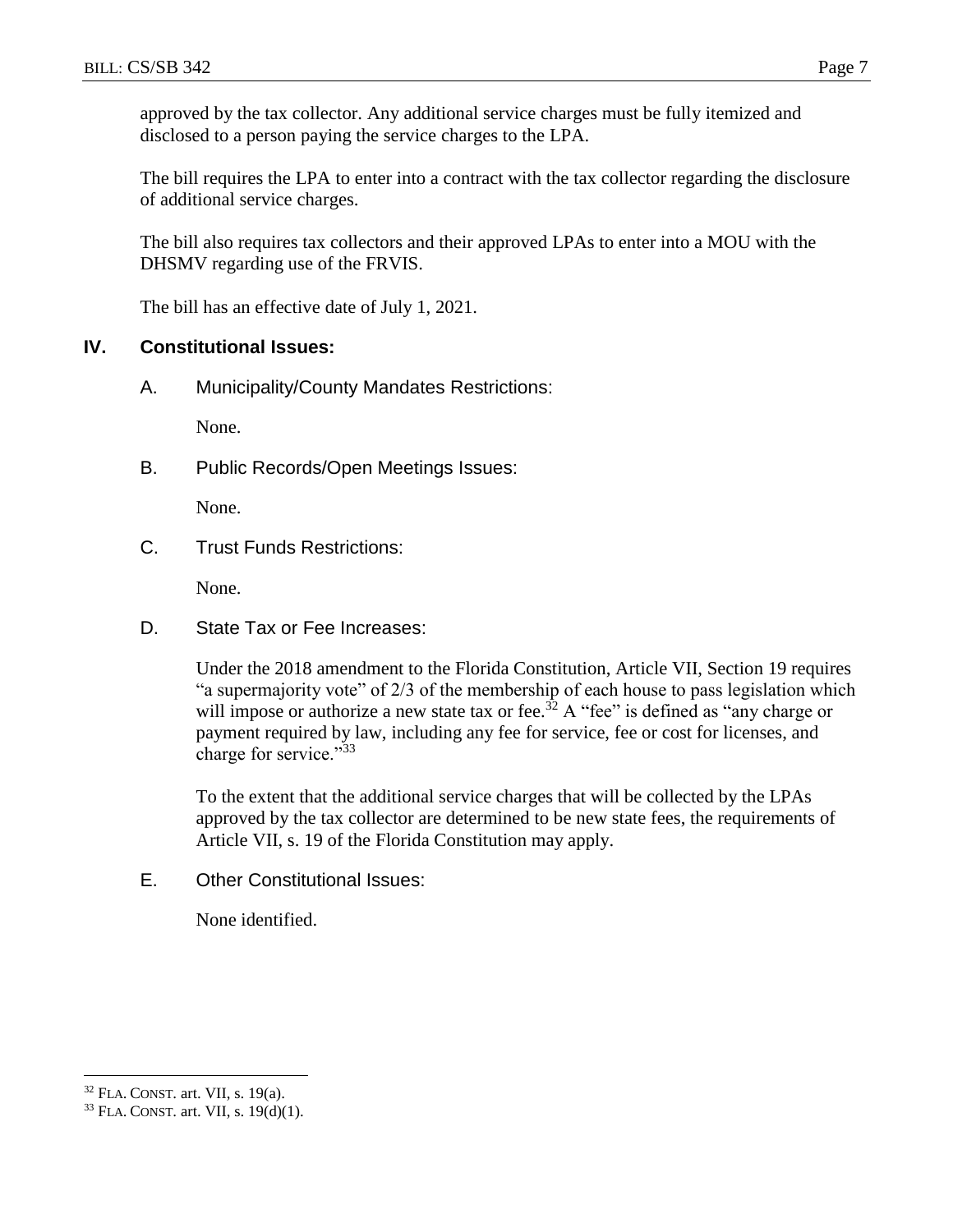approved by the tax collector. Any additional service charges must be fully itemized and disclosed to a person paying the service charges to the LPA.

The bill requires the LPA to enter into a contract with the tax collector regarding the disclosure of additional service charges.

The bill also requires tax collectors and their approved LPAs to enter into a MOU with the DHSMV regarding use of the FRVIS.

The bill has an effective date of July 1, 2021.

## IV. Constitutional Issues:

### A. Municipality/County Mandates Restrictions:

None.

### B. Public Records/Open Meetings Issues:

None.

### C. Trust Funds Restrictions:

None.

### D. State Tax or Fee Increases:

Under the 2018 amendment to the Florida Constitution, Article VII, Section 19 requires "a supermajority vote" of 2/3 of the membership of each house to pass legislation which will impose or authorize a new state tax or fee.[32] A "fee" is defined as "any charge or payment required by law, including any fee for service, fee or cost for licenses, and charge for service."[33]

To the extent that the additional service charges that will be collected by the LPAs approved by the tax collector are determined to be new state fees, the requirements of Article VII, s. 19 of the Florida Constitution may apply.

### E. Other Constitutional Issues:

None identified.

---

[32] FLA. CONST. art. VII, s. 19(a).

[33] FLA. CONST. art. VII, s. 19(d)(1).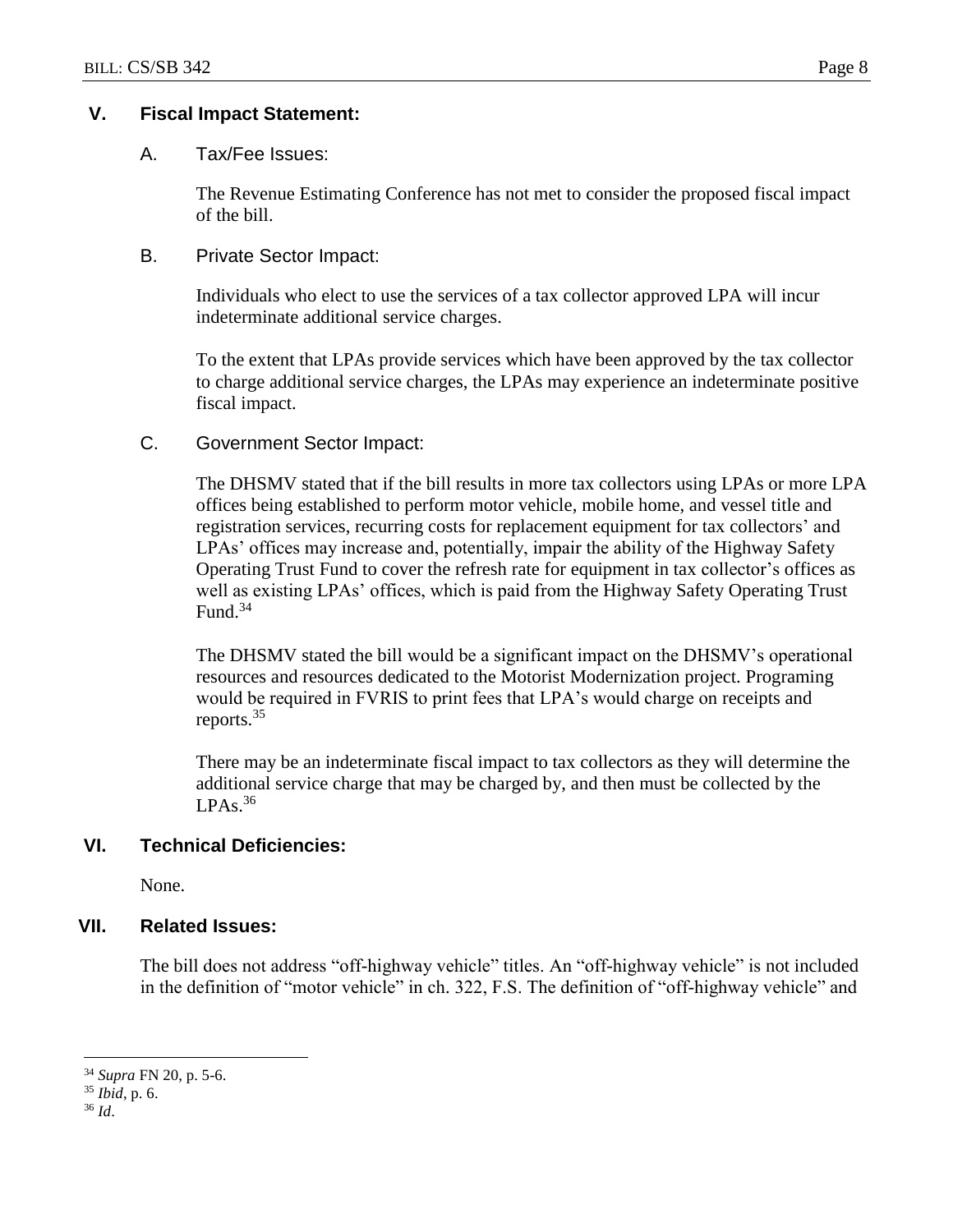## V. Fiscal Impact Statement:

### A. Tax/Fee Issues:

The Revenue Estimating Conference has not met to consider the proposed fiscal impact of the bill.

### B. Private Sector Impact:

Individuals who elect to use the services of a tax collector approved LPA will incur indeterminate additional service charges.

To the extent that LPAs provide services which have been approved by the tax collector to charge additional service charges, the LPAs may experience an indeterminate positive fiscal impact.

### C. Government Sector Impact:

The DHSMV stated that if the bill results in more tax collectors using LPAs or more LPA offices being established to perform motor vehicle, mobile home, and vessel title and registration services, recurring costs for replacement equipment for tax collectors' and LPAs' offices may increase and, potentially, impair the ability of the Highway Safety Operating Trust Fund to cover the refresh rate for equipment in tax collector's offices as well as existing LPAs' offices, which is paid from the Highway Safety Operating Trust Fund.[34]

The DHSMV stated the bill would be a significant impact on the DHSMV's operational resources and resources dedicated to the Motorist Modernization project. Programing would be required in FVRIS to print fees that LPA's would charge on receipts and reports.[35]

There may be an indeterminate fiscal impact to tax collectors as they will determine the additional service charge that may be charged by, and then must be collected by the LPAs.[36]

## VI. Technical Deficiencies:

None.

## VII. Related Issues:

The bill does not address "off-highway vehicle" titles. An "off-highway vehicle" is not included in the definition of "motor vehicle" in ch. 322, F.S. The definition of "off-highway vehicle" and

---

[34] *Supra* FN 20, p. 5-6.

[35] *Ibid*, p. 6.

[36] *Id*.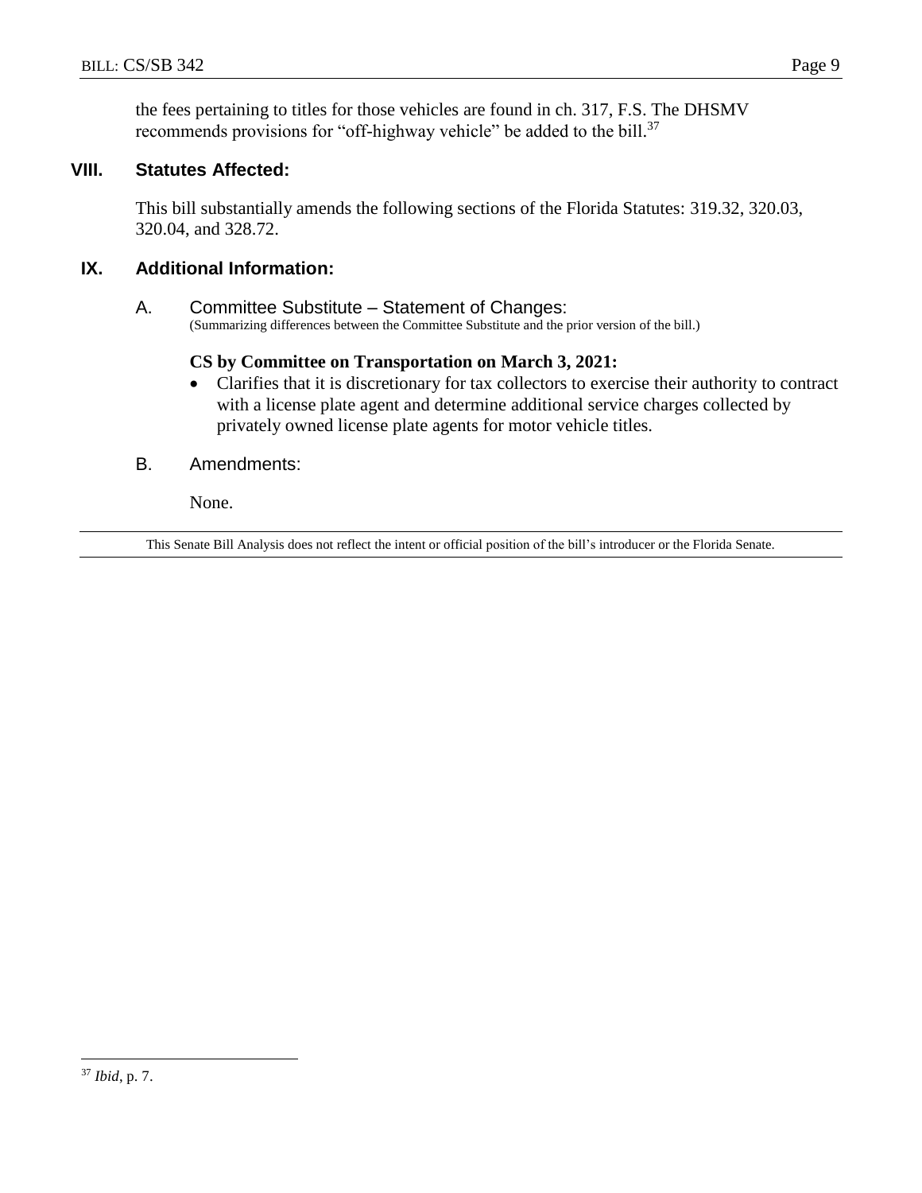the fees pertaining to titles for those vehicles are found in ch. 317, F.S. The DHSMV recommends provisions for "off-highway vehicle" be added to the bill.[37]

## VIII. Statutes Affected:

This bill substantially amends the following sections of the Florida Statutes: 319.32, 320.03, 320.04, and 328.72.

## IX. Additional Information:

### A. Committee Substitute – Statement of Changes:

(Summarizing differences between the Committee Substitute and the prior version of the bill.)

**CS by Committee on Transportation on March 3, 2021:**

- Clarifies that it is discretionary for tax collectors to exercise their authority to contract with a license plate agent and determine additional service charges collected by privately owned license plate agents for motor vehicle titles.

### B. Amendments:

None.

This Senate Bill Analysis does not reflect the intent or official position of the bill's introducer or the Florida Senate.

---

[37] *Ibid*, p. 7.